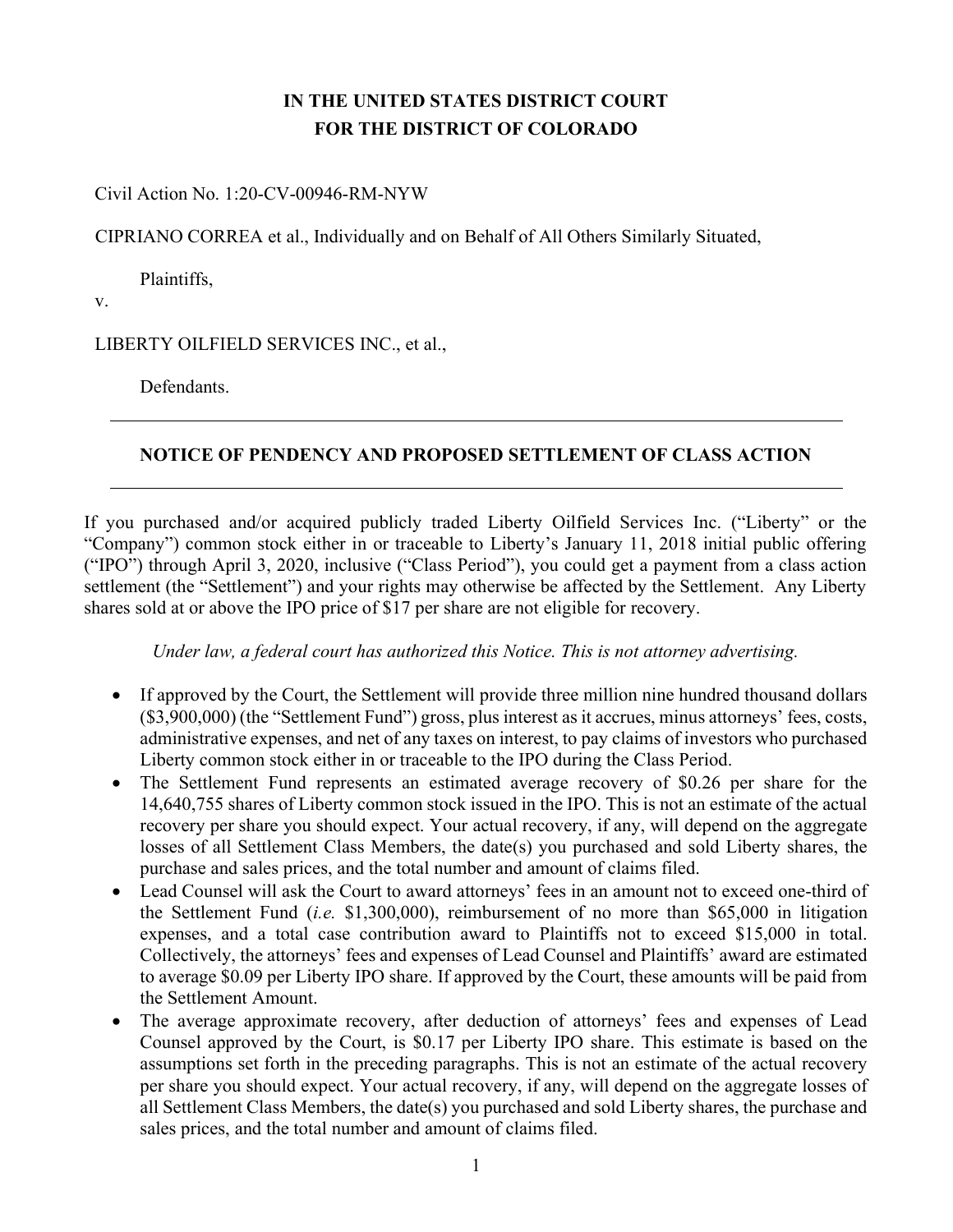**IN THE UNITED STATES DISTRICT COURT**
**FOR THE DISTRICT OF COLORADO**

Civil Action No. 1:20-CV-00946-RM-NYW

CIPRIANO CORREA et al., Individually and on Behalf of All Others Similarly Situated,

Plaintiffs,

v.

LIBERTY OILFIELD SERVICES INC., et al.,

Defendants.

---

## NOTICE OF PENDENCY AND PROPOSED SETTLEMENT OF CLASS ACTION

---

If you purchased and/or acquired publicly traded Liberty Oilfield Services Inc. ("Liberty" or the "Company") common stock either in or traceable to Liberty's January 11, 2018 initial public offering ("IPO") through April 3, 2020, inclusive ("Class Period"), you could get a payment from a class action settlement (the "Settlement") and your rights may otherwise be affected by the Settlement. Any Liberty shares sold at or above the IPO price of $17 per share are not eligible for recovery.

*Under law, a federal court has authorized this Notice. This is not attorney advertising.*

- If approved by the Court, the Settlement will provide three million nine hundred thousand dollars ($3,900,000) (the "Settlement Fund") gross, plus interest as it accrues, minus attorneys' fees, costs, administrative expenses, and net of any taxes on interest, to pay claims of investors who purchased Liberty common stock either in or traceable to the IPO during the Class Period.
- The Settlement Fund represents an estimated average recovery of $0.26 per share for the 14,640,755 shares of Liberty common stock issued in the IPO. This is not an estimate of the actual recovery per share you should expect. Your actual recovery, if any, will depend on the aggregate losses of all Settlement Class Members, the date(s) you purchased and sold Liberty shares, the purchase and sales prices, and the total number and amount of claims filed.
- Lead Counsel will ask the Court to award attorneys' fees in an amount not to exceed one-third of the Settlement Fund (*i.e.* $1,300,000), reimbursement of no more than $65,000 in litigation expenses, and a total case contribution award to Plaintiffs not to exceed $15,000 in total. Collectively, the attorneys' fees and expenses of Lead Counsel and Plaintiffs' award are estimated to average $0.09 per Liberty IPO share. If approved by the Court, these amounts will be paid from the Settlement Amount.
- The average approximate recovery, after deduction of attorneys' fees and expenses of Lead Counsel approved by the Court, is $0.17 per Liberty IPO share. This estimate is based on the assumptions set forth in the preceding paragraphs. This is not an estimate of the actual recovery per share you should expect. Your actual recovery, if any, will depend on the aggregate losses of all Settlement Class Members, the date(s) you purchased and sold Liberty shares, the purchase and sales prices, and the total number and amount of claims filed.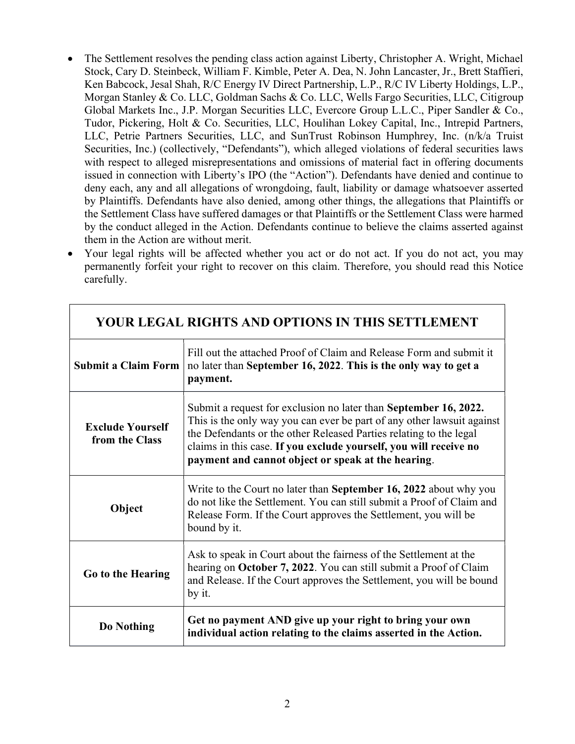- The Settlement resolves the pending class action against Liberty, Christopher A. Wright, Michael Stock, Cary D. Steinbeck, William F. Kimble, Peter A. Dea, N. John Lancaster, Jr., Brett Staffieri, Ken Babcock, Jesal Shah, R/C Energy IV Direct Partnership, L.P., R/C IV Liberty Holdings, L.P., Morgan Stanley & Co. LLC, Goldman Sachs & Co. LLC, Wells Fargo Securities, LLC, Citigroup Global Markets Inc., J.P. Morgan Securities LLC, Evercore Group L.L.C., Piper Sandler & Co., Tudor, Pickering, Holt & Co. Securities, LLC, Houlihan Lokey Capital, Inc., Intrepid Partners, LLC, Petrie Partners Securities, LLC, and SunTrust Robinson Humphrey, Inc. (n/k/a Truist Securities, Inc.) (collectively, "Defendants"), which alleged violations of federal securities laws with respect to alleged misrepresentations and omissions of material fact in offering documents issued in connection with Liberty's IPO (the "Action"). Defendants have denied and continue to deny each, any and all allegations of wrongdoing, fault, liability or damage whatsoever asserted by Plaintiffs. Defendants have also denied, among other things, the allegations that Plaintiffs or the Settlement Class have suffered damages or that Plaintiffs or the Settlement Class were harmed by the conduct alleged in the Action. Defendants continue to believe the claims asserted against them in the Action are without merit.
- Your legal rights will be affected whether you act or do not act. If you do not act, you may permanently forfeit your right to recover on this claim. Therefore, you should read this Notice carefully.

| YOUR LEGAL RIGHTS AND OPTIONS IN THIS SETTLEMENT | |
|---|---|
| **Submit a Claim Form** | Fill out the attached Proof of Claim and Release Form and submit it no later than **September 16, 2022**. **This is the only way to get a payment.** |
| **Exclude Yourself from the Class** | Submit a request for exclusion no later than **September 16, 2022.** This is the only way you can ever be part of any other lawsuit against the Defendants or the other Released Parties relating to the legal claims in this case. **If you exclude yourself, you will receive no payment and cannot object or speak at the hearing**. |
| **Object** | Write to the Court no later than **September 16, 2022** about why you do not like the Settlement. You can still submit a Proof of Claim and Release Form. If the Court approves the Settlement, you will be bound by it. |
| **Go to the Hearing** | Ask to speak in Court about the fairness of the Settlement at the hearing on **October 7, 2022**. You can still submit a Proof of Claim and Release. If the Court approves the Settlement, you will be bound by it. |
| **Do Nothing** | **Get no payment AND give up your right to bring your own individual action relating to the claims asserted in the Action.** |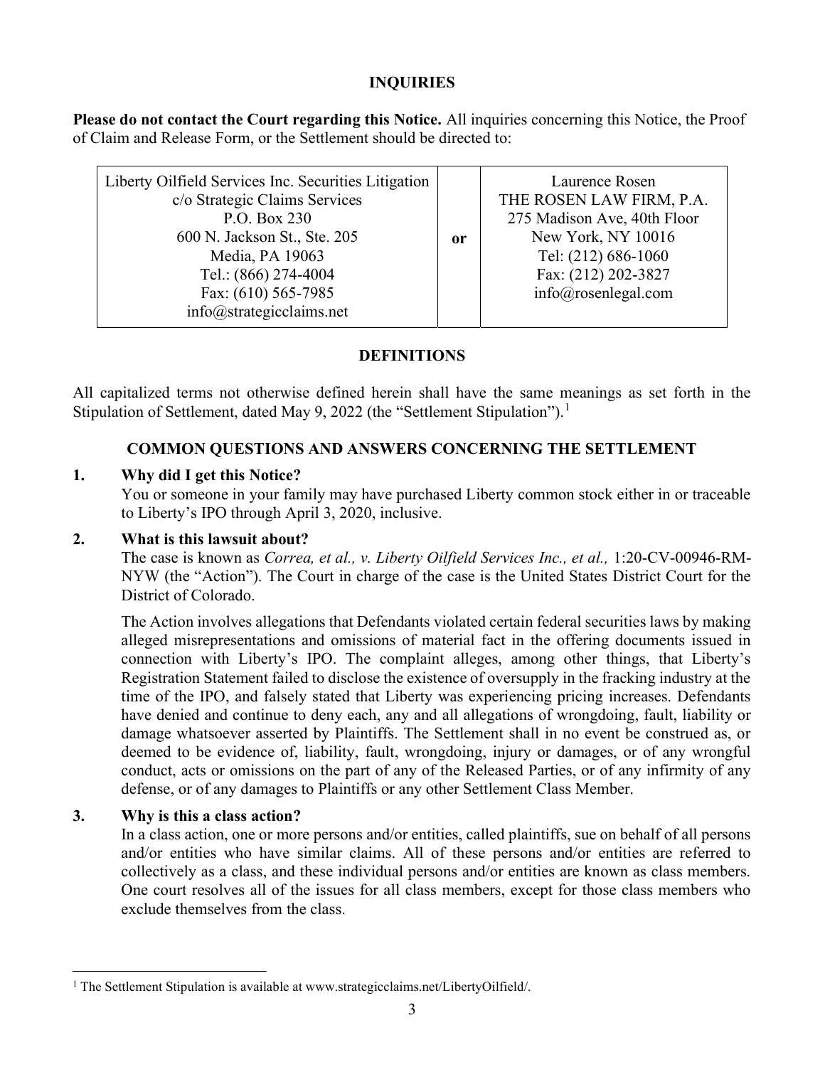## INQUIRIES

**Please do not contact the Court regarding this Notice.** All inquiries concerning this Notice, the Proof of Claim and Release Form, or the Settlement should be directed to:

| Liberty Oilfield Services Inc. Securities Litigation<br>c/o Strategic Claims Services<br>P.O. Box 230<br>600 N. Jackson St., Ste. 205<br>Media, PA 19063<br>Tel.: (866) 274-4004<br>Fax: (610) 565-7985<br>info@strategicclaims.net | or | Laurence Rosen<br>THE ROSEN LAW FIRM, P.A.<br>275 Madison Ave, 40th Floor<br>New York, NY 10016<br>Tel: (212) 686-1060<br>Fax: (212) 202-3827<br>info@rosenlegal.com |
|---|---|---|

## DEFINITIONS

All capitalized terms not otherwise defined herein shall have the same meanings as set forth in the Stipulation of Settlement, dated May 9, 2022 (the "Settlement Stipulation").[1]

## COMMON QUESTIONS AND ANSWERS CONCERNING THE SETTLEMENT

**1. Why did I get this Notice?**

You or someone in your family may have purchased Liberty common stock either in or traceable to Liberty's IPO through April 3, 2020, inclusive.

**2. What is this lawsuit about?**

The case is known as *Correa, et al., v. Liberty Oilfield Services Inc., et al.,* 1:20-CV-00946-RM-NYW (the "Action"). The Court in charge of the case is the United States District Court for the District of Colorado.

The Action involves allegations that Defendants violated certain federal securities laws by making alleged misrepresentations and omissions of material fact in the offering documents issued in connection with Liberty's IPO. The complaint alleges, among other things, that Liberty's Registration Statement failed to disclose the existence of oversupply in the fracking industry at the time of the IPO, and falsely stated that Liberty was experiencing pricing increases. Defendants have denied and continue to deny each, any and all allegations of wrongdoing, fault, liability or damage whatsoever asserted by Plaintiffs. The Settlement shall in no event be construed as, or deemed to be evidence of, liability, fault, wrongdoing, injury or damages, or of any wrongful conduct, acts or omissions on the part of any of the Released Parties, or of any infirmity of any defense, or of any damages to Plaintiffs or any other Settlement Class Member.

**3. Why is this a class action?**

In a class action, one or more persons and/or entities, called plaintiffs, sue on behalf of all persons and/or entities who have similar claims. All of these persons and/or entities are referred to collectively as a class, and these individual persons and/or entities are known as class members. One court resolves all of the issues for all class members, except for those class members who exclude themselves from the class.

---

[1] The Settlement Stipulation is available at www.strategicclaims.net/LibertyOilfield/.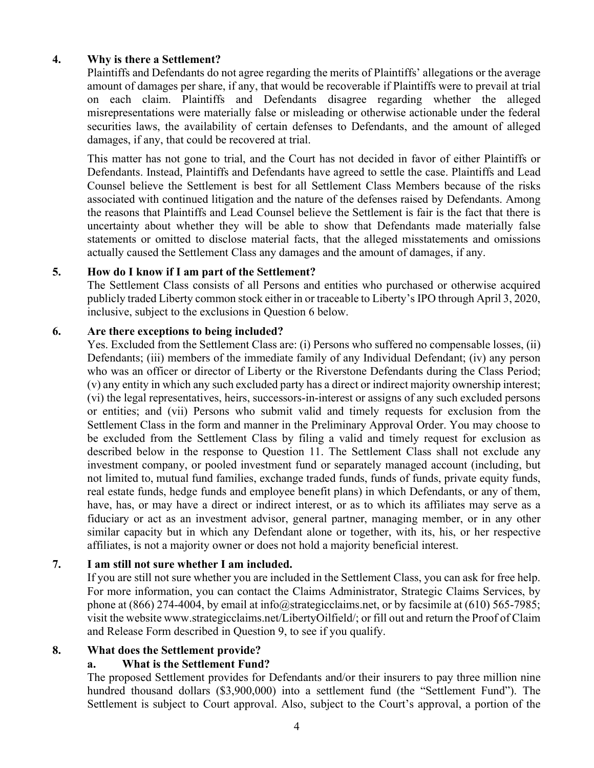### 4. Why is there a Settlement?

Plaintiffs and Defendants do not agree regarding the merits of Plaintiffs' allegations or the average amount of damages per share, if any, that would be recoverable if Plaintiffs were to prevail at trial on each claim. Plaintiffs and Defendants disagree regarding whether the alleged misrepresentations were materially false or misleading or otherwise actionable under the federal securities laws, the availability of certain defenses to Defendants, and the amount of alleged damages, if any, that could be recovered at trial.

This matter has not gone to trial, and the Court has not decided in favor of either Plaintiffs or Defendants. Instead, Plaintiffs and Defendants have agreed to settle the case. Plaintiffs and Lead Counsel believe the Settlement is best for all Settlement Class Members because of the risks associated with continued litigation and the nature of the defenses raised by Defendants. Among the reasons that Plaintiffs and Lead Counsel believe the Settlement is fair is the fact that there is uncertainty about whether they will be able to show that Defendants made materially false statements or omitted to disclose material facts, that the alleged misstatements and omissions actually caused the Settlement Class any damages and the amount of damages, if any.

### 5. How do I know if I am part of the Settlement?

The Settlement Class consists of all Persons and entities who purchased or otherwise acquired publicly traded Liberty common stock either in or traceable to Liberty's IPO through April 3, 2020, inclusive, subject to the exclusions in Question 6 below.

### 6. Are there exceptions to being included?

Yes. Excluded from the Settlement Class are: (i) Persons who suffered no compensable losses, (ii) Defendants; (iii) members of the immediate family of any Individual Defendant; (iv) any person who was an officer or director of Liberty or the Riverstone Defendants during the Class Period; (v) any entity in which any such excluded party has a direct or indirect majority ownership interest; (vi) the legal representatives, heirs, successors-in-interest or assigns of any such excluded persons or entities; and (vii) Persons who submit valid and timely requests for exclusion from the Settlement Class in the form and manner in the Preliminary Approval Order. You may choose to be excluded from the Settlement Class by filing a valid and timely request for exclusion as described below in the response to Question 11. The Settlement Class shall not exclude any investment company, or pooled investment fund or separately managed account (including, but not limited to, mutual fund families, exchange traded funds, funds of funds, private equity funds, real estate funds, hedge funds and employee benefit plans) in which Defendants, or any of them, have, has, or may have a direct or indirect interest, or as to which its affiliates may serve as a fiduciary or act as an investment advisor, general partner, managing member, or in any other similar capacity but in which any Defendant alone or together, with its, his, or her respective affiliates, is not a majority owner or does not hold a majority beneficial interest.

### 7. I am still not sure whether I am included.

If you are still not sure whether you are included in the Settlement Class, you can ask for free help. For more information, you can contact the Claims Administrator, Strategic Claims Services, by phone at (866) 274-4004, by email at info@strategicclaims.net, or by facsimile at (610) 565-7985; visit the website www.strategicclaims.net/LibertyOilfield/; or fill out and return the Proof of Claim and Release Form described in Question 9, to see if you qualify.

### 8. What does the Settlement provide?

#### a. What is the Settlement Fund?

The proposed Settlement provides for Defendants and/or their insurers to pay three million nine hundred thousand dollars ($3,900,000) into a settlement fund (the "Settlement Fund"). The Settlement is subject to Court approval. Also, subject to the Court's approval, a portion of the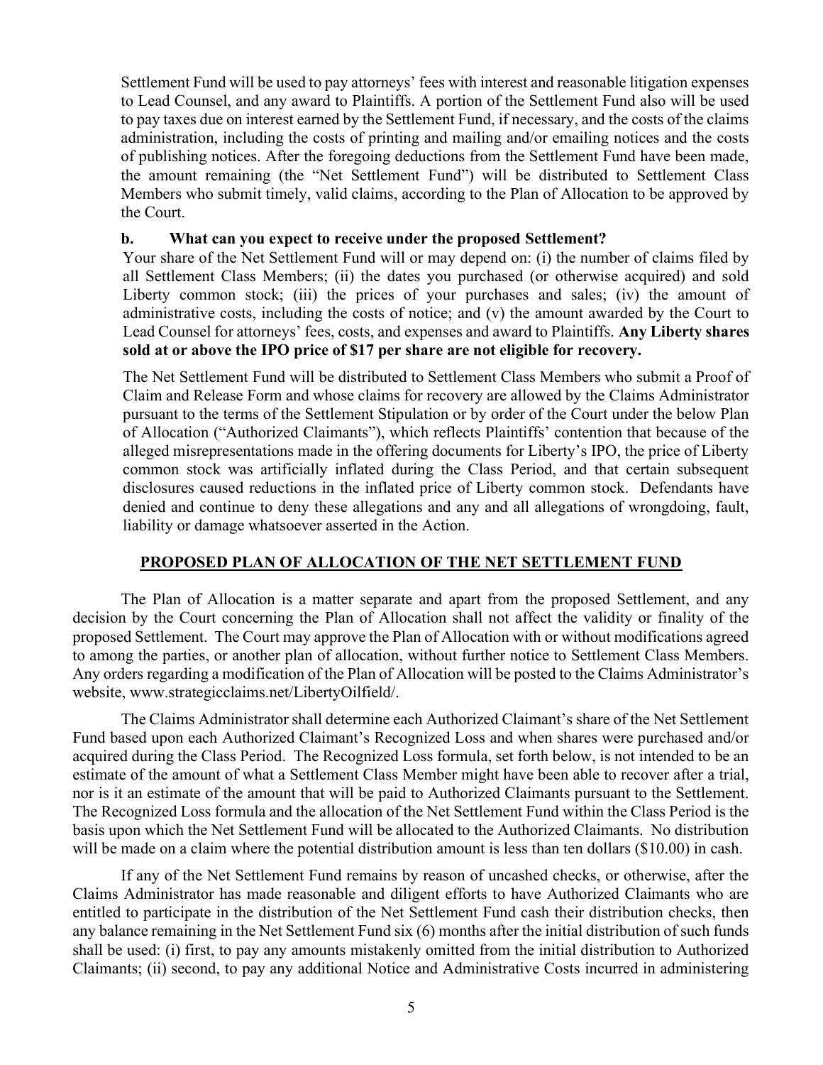Settlement Fund will be used to pay attorneys' fees with interest and reasonable litigation expenses to Lead Counsel, and any award to Plaintiffs. A portion of the Settlement Fund also will be used to pay taxes due on interest earned by the Settlement Fund, if necessary, and the costs of the claims administration, including the costs of printing and mailing and/or emailing notices and the costs of publishing notices. After the foregoing deductions from the Settlement Fund have been made, the amount remaining (the "Net Settlement Fund") will be distributed to Settlement Class Members who submit timely, valid claims, according to the Plan of Allocation to be approved by the Court.

**b. What can you expect to receive under the proposed Settlement?**

Your share of the Net Settlement Fund will or may depend on: (i) the number of claims filed by all Settlement Class Members; (ii) the dates you purchased (or otherwise acquired) and sold Liberty common stock; (iii) the prices of your purchases and sales; (iv) the amount of administrative costs, including the costs of notice; and (v) the amount awarded by the Court to Lead Counsel for attorneys' fees, costs, and expenses and award to Plaintiffs. **Any Liberty shares sold at or above the IPO price of $17 per share are not eligible for recovery.**

The Net Settlement Fund will be distributed to Settlement Class Members who submit a Proof of Claim and Release Form and whose claims for recovery are allowed by the Claims Administrator pursuant to the terms of the Settlement Stipulation or by order of the Court under the below Plan of Allocation ("Authorized Claimants"), which reflects Plaintiffs' contention that because of the alleged misrepresentations made in the offering documents for Liberty's IPO, the price of Liberty common stock was artificially inflated during the Class Period, and that certain subsequent disclosures caused reductions in the inflated price of Liberty common stock. Defendants have denied and continue to deny these allegations and any and all allegations of wrongdoing, fault, liability or damage whatsoever asserted in the Action.

## PROPOSED PLAN OF ALLOCATION OF THE NET SETTLEMENT FUND

The Plan of Allocation is a matter separate and apart from the proposed Settlement, and any decision by the Court concerning the Plan of Allocation shall not affect the validity or finality of the proposed Settlement. The Court may approve the Plan of Allocation with or without modifications agreed to among the parties, or another plan of allocation, without further notice to Settlement Class Members. Any orders regarding a modification of the Plan of Allocation will be posted to the Claims Administrator's website, www.strategicclaims.net/LibertyOilfield/.

The Claims Administrator shall determine each Authorized Claimant's share of the Net Settlement Fund based upon each Authorized Claimant's Recognized Loss and when shares were purchased and/or acquired during the Class Period. The Recognized Loss formula, set forth below, is not intended to be an estimate of the amount of what a Settlement Class Member might have been able to recover after a trial, nor is it an estimate of the amount that will be paid to Authorized Claimants pursuant to the Settlement. The Recognized Loss formula and the allocation of the Net Settlement Fund within the Class Period is the basis upon which the Net Settlement Fund will be allocated to the Authorized Claimants. No distribution will be made on a claim where the potential distribution amount is less than ten dollars ($10.00) in cash.

If any of the Net Settlement Fund remains by reason of uncashed checks, or otherwise, after the Claims Administrator has made reasonable and diligent efforts to have Authorized Claimants who are entitled to participate in the distribution of the Net Settlement Fund cash their distribution checks, then any balance remaining in the Net Settlement Fund six (6) months after the initial distribution of such funds shall be used: (i) first, to pay any amounts mistakenly omitted from the initial distribution to Authorized Claimants; (ii) second, to pay any additional Notice and Administrative Costs incurred in administering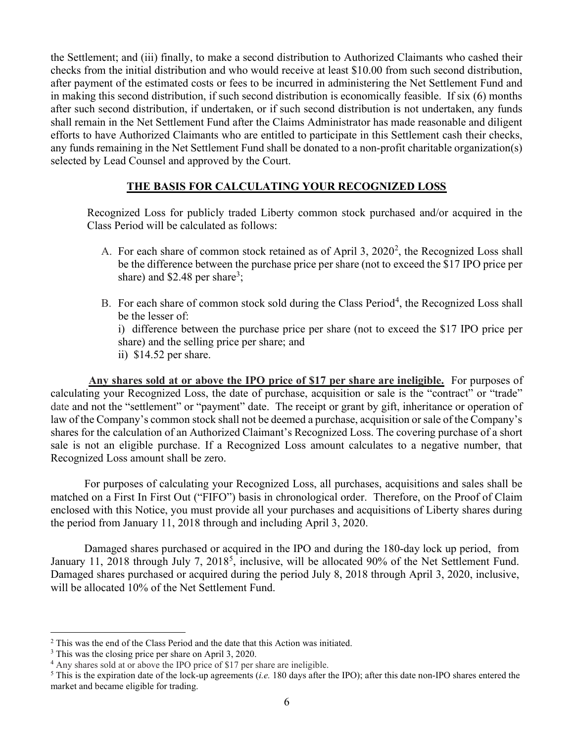the Settlement; and (iii) finally, to make a second distribution to Authorized Claimants who cashed their checks from the initial distribution and who would receive at least $10.00 from such second distribution, after payment of the estimated costs or fees to be incurred in administering the Net Settlement Fund and in making this second distribution, if such second distribution is economically feasible. If six (6) months after such second distribution, if undertaken, or if such second distribution is not undertaken, any funds shall remain in the Net Settlement Fund after the Claims Administrator has made reasonable and diligent efforts to have Authorized Claimants who are entitled to participate in this Settlement cash their checks, any funds remaining in the Net Settlement Fund shall be donated to a non-profit charitable organization(s) selected by Lead Counsel and approved by the Court.

## THE BASIS FOR CALCULATING YOUR RECOGNIZED LOSS

Recognized Loss for publicly traded Liberty common stock purchased and/or acquired in the Class Period will be calculated as follows:

A. For each share of common stock retained as of April 3, 2020[2], the Recognized Loss shall be the difference between the purchase price per share (not to exceed the $17 IPO price per share) and $2.48 per share[3];

B. For each share of common stock sold during the Class Period[4], the Recognized Loss shall be the lesser of:
 i) difference between the purchase price per share (not to exceed the $17 IPO price per share) and the selling price per share; and
 ii) $14.52 per share.

**Any shares sold at or above the IPO price of $17 per share are ineligible.** For purposes of calculating your Recognized Loss, the date of purchase, acquisition or sale is the "contract" or "trade" date and not the "settlement" or "payment" date. The receipt or grant by gift, inheritance or operation of law of the Company's common stock shall not be deemed a purchase, acquisition or sale of the Company's shares for the calculation of an Authorized Claimant's Recognized Loss. The covering purchase of a short sale is not an eligible purchase. If a Recognized Loss amount calculates to a negative number, that Recognized Loss amount shall be zero.

For purposes of calculating your Recognized Loss, all purchases, acquisitions and sales shall be matched on a First In First Out ("FIFO") basis in chronological order. Therefore, on the Proof of Claim enclosed with this Notice, you must provide all your purchases and acquisitions of Liberty shares during the period from January 11, 2018 through and including April 3, 2020.

Damaged shares purchased or acquired in the IPO and during the 180-day lock up period, from January 11, 2018 through July 7, 2018[5], inclusive, will be allocated 90% of the Net Settlement Fund. Damaged shares purchased or acquired during the period July 8, 2018 through April 3, 2020, inclusive, will be allocated 10% of the Net Settlement Fund.

---

[2] This was the end of the Class Period and the date that this Action was initiated.

[3] This was the closing price per share on April 3, 2020.

[4] Any shares sold at or above the IPO price of $17 per share are ineligible.

[5] This is the expiration date of the lock-up agreements (*i.e.* 180 days after the IPO); after this date non-IPO shares entered the market and became eligible for trading.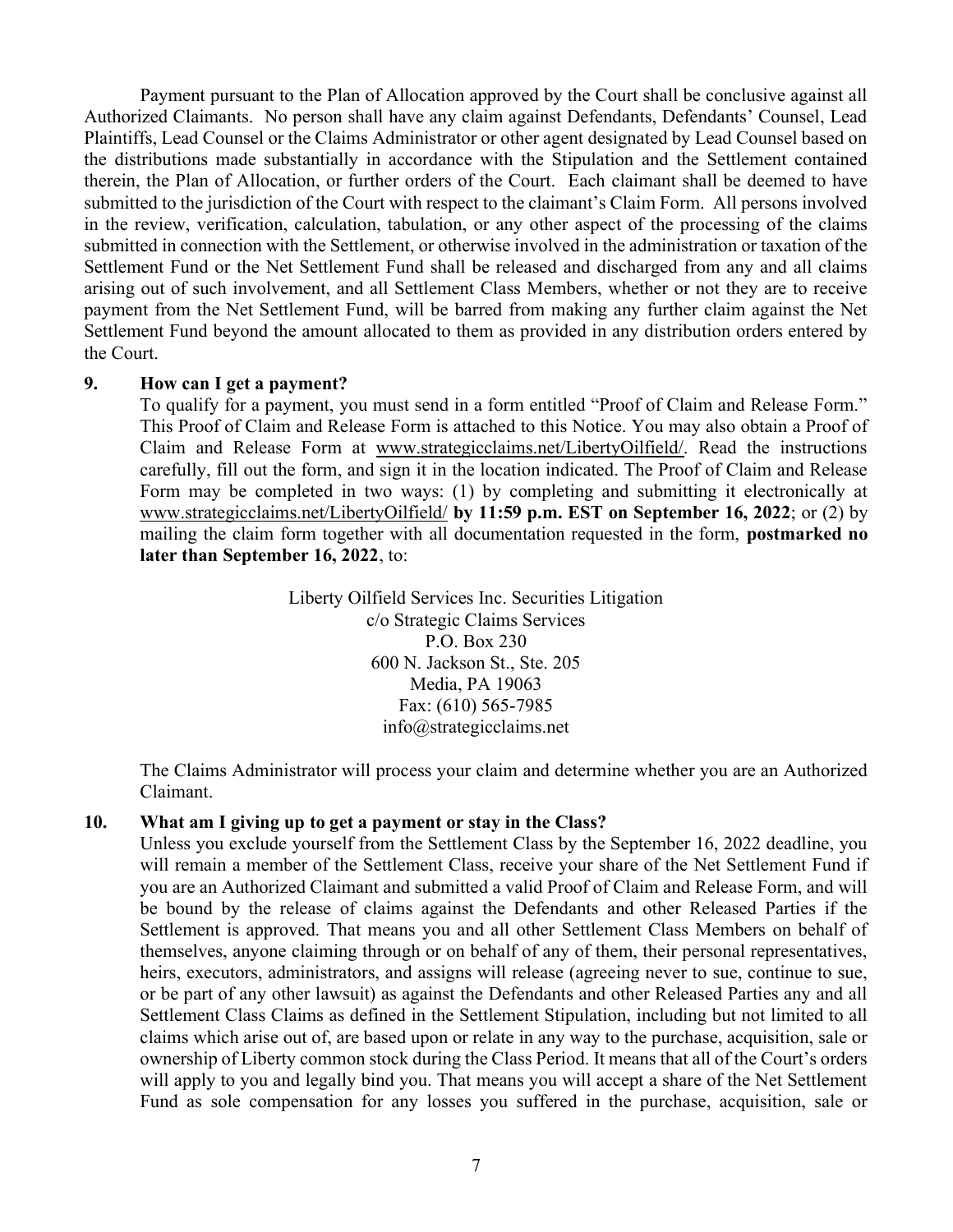Payment pursuant to the Plan of Allocation approved by the Court shall be conclusive against all Authorized Claimants. No person shall have any claim against Defendants, Defendants' Counsel, Lead Plaintiffs, Lead Counsel or the Claims Administrator or other agent designated by Lead Counsel based on the distributions made substantially in accordance with the Stipulation and the Settlement contained therein, the Plan of Allocation, or further orders of the Court. Each claimant shall be deemed to have submitted to the jurisdiction of the Court with respect to the claimant's Claim Form. All persons involved in the review, verification, calculation, tabulation, or any other aspect of the processing of the claims submitted in connection with the Settlement, or otherwise involved in the administration or taxation of the Settlement Fund or the Net Settlement Fund shall be released and discharged from any and all claims arising out of such involvement, and all Settlement Class Members, whether or not they are to receive payment from the Net Settlement Fund, will be barred from making any further claim against the Net Settlement Fund beyond the amount allocated to them as provided in any distribution orders entered by the Court.

### 9. How can I get a payment?

To qualify for a payment, you must send in a form entitled "Proof of Claim and Release Form." This Proof of Claim and Release Form is attached to this Notice. You may also obtain a Proof of Claim and Release Form at www.strategicclaims.net/LibertyOilfield/. Read the instructions carefully, fill out the form, and sign it in the location indicated. The Proof of Claim and Release Form may be completed in two ways: (1) by completing and submitting it electronically at www.strategicclaims.net/LibertyOilfield/ **by 11:59 p.m. EST on September 16, 2022**; or (2) by mailing the claim form together with all documentation requested in the form, **postmarked no later than September 16, 2022**, to:

Liberty Oilfield Services Inc. Securities Litigation
c/o Strategic Claims Services
P.O. Box 230
600 N. Jackson St., Ste. 205
Media, PA 19063
Fax: (610) 565-7985
info@strategicclaims.net

The Claims Administrator will process your claim and determine whether you are an Authorized Claimant.

### 10. What am I giving up to get a payment or stay in the Class?

Unless you exclude yourself from the Settlement Class by the September 16, 2022 deadline, you will remain a member of the Settlement Class, receive your share of the Net Settlement Fund if you are an Authorized Claimant and submitted a valid Proof of Claim and Release Form, and will be bound by the release of claims against the Defendants and other Released Parties if the Settlement is approved. That means you and all other Settlement Class Members on behalf of themselves, anyone claiming through or on behalf of any of them, their personal representatives, heirs, executors, administrators, and assigns will release (agreeing never to sue, continue to sue, or be part of any other lawsuit) as against the Defendants and other Released Parties any and all Settlement Class Claims as defined in the Settlement Stipulation, including but not limited to all claims which arise out of, are based upon or relate in any way to the purchase, acquisition, sale or ownership of Liberty common stock during the Class Period. It means that all of the Court's orders will apply to you and legally bind you. That means you will accept a share of the Net Settlement Fund as sole compensation for any losses you suffered in the purchase, acquisition, sale or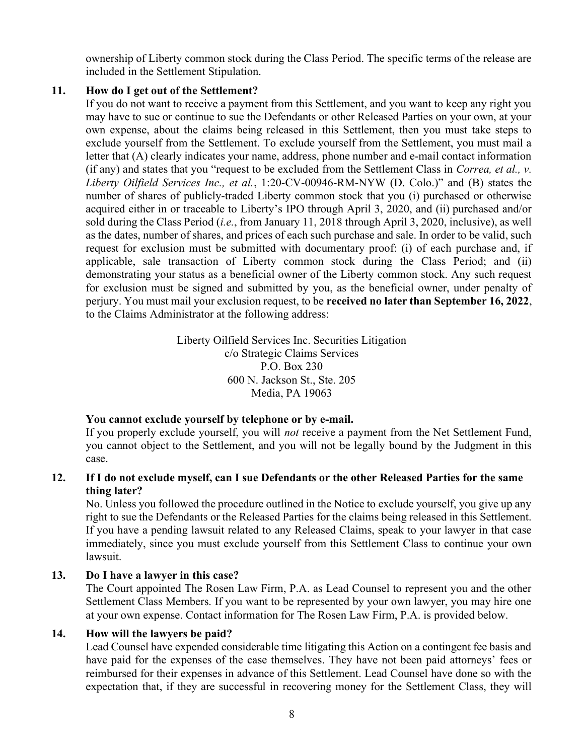ownership of Liberty common stock during the Class Period. The specific terms of the release are included in the Settlement Stipulation.

### 11. How do I get out of the Settlement?

If you do not want to receive a payment from this Settlement, and you want to keep any right you may have to sue or continue to sue the Defendants or other Released Parties on your own, at your own expense, about the claims being released in this Settlement, then you must take steps to exclude yourself from the Settlement. To exclude yourself from the Settlement, you must mail a letter that (A) clearly indicates your name, address, phone number and e-mail contact information (if any) and states that you "request to be excluded from the Settlement Class in *Correa, et al., v. Liberty Oilfield Services Inc., et al.*, 1:20-CV-00946-RM-NYW (D. Colo.)" and (B) states the number of shares of publicly-traded Liberty common stock that you (i) purchased or otherwise acquired either in or traceable to Liberty's IPO through April 3, 2020, and (ii) purchased and/or sold during the Class Period (*i.e.*, from January 11, 2018 through April 3, 2020, inclusive), as well as the dates, number of shares, and prices of each such purchase and sale. In order to be valid, such request for exclusion must be submitted with documentary proof: (i) of each purchase and, if applicable, sale transaction of Liberty common stock during the Class Period; and (ii) demonstrating your status as a beneficial owner of the Liberty common stock. Any such request for exclusion must be signed and submitted by you, as the beneficial owner, under penalty of perjury. You must mail your exclusion request, to be **received no later than September 16, 2022**, to the Claims Administrator at the following address:

Liberty Oilfield Services Inc. Securities Litigation
c/o Strategic Claims Services
P.O. Box 230
600 N. Jackson St., Ste. 205
Media, PA 19063

**You cannot exclude yourself by telephone or by e-mail.**

If you properly exclude yourself, you will *not* receive a payment from the Net Settlement Fund, you cannot object to the Settlement, and you will not be legally bound by the Judgment in this case.

### 12. If I do not exclude myself, can I sue Defendants or the other Released Parties for the same thing later?

No. Unless you followed the procedure outlined in the Notice to exclude yourself, you give up any right to sue the Defendants or the Released Parties for the claims being released in this Settlement. If you have a pending lawsuit related to any Released Claims, speak to your lawyer in that case immediately, since you must exclude yourself from this Settlement Class to continue your own lawsuit.

### 13. Do I have a lawyer in this case?

The Court appointed The Rosen Law Firm, P.A. as Lead Counsel to represent you and the other Settlement Class Members. If you want to be represented by your own lawyer, you may hire one at your own expense. Contact information for The Rosen Law Firm, P.A. is provided below.

### 14. How will the lawyers be paid?

Lead Counsel have expended considerable time litigating this Action on a contingent fee basis and have paid for the expenses of the case themselves. They have not been paid attorneys' fees or reimbursed for their expenses in advance of this Settlement. Lead Counsel have done so with the expectation that, if they are successful in recovering money for the Settlement Class, they will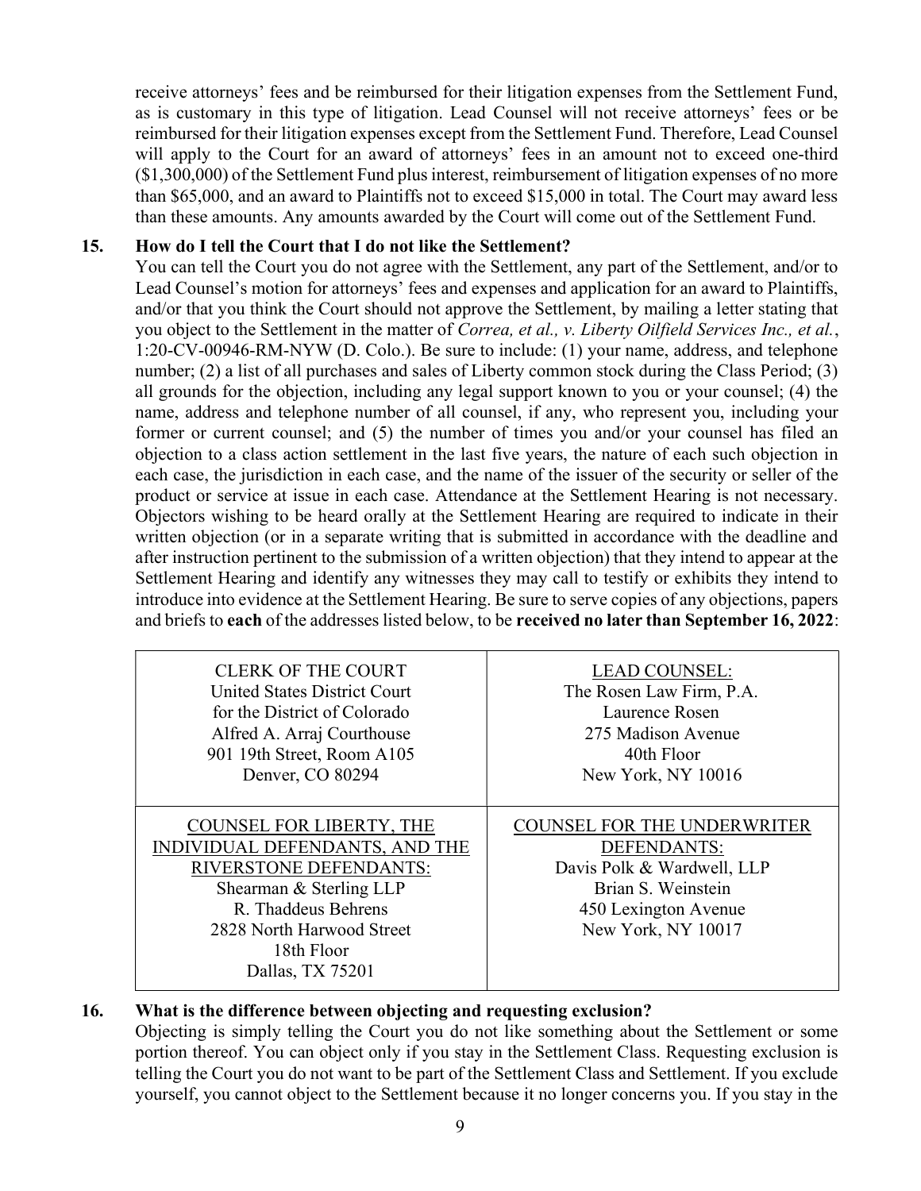receive attorneys' fees and be reimbursed for their litigation expenses from the Settlement Fund, as is customary in this type of litigation. Lead Counsel will not receive attorneys' fees or be reimbursed for their litigation expenses except from the Settlement Fund. Therefore, Lead Counsel will apply to the Court for an award of attorneys' fees in an amount not to exceed one-third ($1,300,000) of the Settlement Fund plus interest, reimbursement of litigation expenses of no more than $65,000, and an award to Plaintiffs not to exceed $15,000 in total. The Court may award less than these amounts. Any amounts awarded by the Court will come out of the Settlement Fund.

### 15. How do I tell the Court that I do not like the Settlement?

You can tell the Court you do not agree with the Settlement, any part of the Settlement, and/or to Lead Counsel's motion for attorneys' fees and expenses and application for an award to Plaintiffs, and/or that you think the Court should not approve the Settlement, by mailing a letter stating that you object to the Settlement in the matter of *Correa, et al., v. Liberty Oilfield Services Inc., et al.*, 1:20-CV-00946-RM-NYW (D. Colo.). Be sure to include: (1) your name, address, and telephone number; (2) a list of all purchases and sales of Liberty common stock during the Class Period; (3) all grounds for the objection, including any legal support known to you or your counsel; (4) the name, address and telephone number of all counsel, if any, who represent you, including your former or current counsel; and (5) the number of times you and/or your counsel has filed an objection to a class action settlement in the last five years, the nature of each such objection in each case, the jurisdiction in each case, and the name of the issuer of the security or seller of the product or service at issue in each case. Attendance at the Settlement Hearing is not necessary. Objectors wishing to be heard orally at the Settlement Hearing are required to indicate in their written objection (or in a separate writing that is submitted in accordance with the deadline and after instruction pertinent to the submission of a written objection) that they intend to appear at the Settlement Hearing and identify any witnesses they may call to testify or exhibits they intend to introduce into evidence at the Settlement Hearing. Be sure to serve copies of any objections, papers and briefs to **each** of the addresses listed below, to be **received no later than September 16, 2022**:

| | |
|---|---|
| CLERK OF THE COURT<br>United States District Court<br>for the District of Colorado<br>Alfred A. Arraj Courthouse<br>901 19th Street, Room A105<br>Denver, CO 80294 | LEAD COUNSEL:<br>The Rosen Law Firm, P.A.<br>Laurence Rosen<br>275 Madison Avenue<br>40th Floor<br>New York, NY 10016 |
| COUNSEL FOR LIBERTY, THE INDIVIDUAL DEFENDANTS, AND THE RIVERSTONE DEFENDANTS:<br>Shearman & Sterling LLP<br>R. Thaddeus Behrens<br>2828 North Harwood Street<br>18th Floor<br>Dallas, TX 75201 | COUNSEL FOR THE UNDERWRITER DEFENDANTS:<br>Davis Polk & Wardwell, LLP<br>Brian S. Weinstein<br>450 Lexington Avenue<br>New York, NY 10017 |

### 16. What is the difference between objecting and requesting exclusion?

Objecting is simply telling the Court you do not like something about the Settlement or some portion thereof. You can object only if you stay in the Settlement Class. Requesting exclusion is telling the Court you do not want to be part of the Settlement Class and Settlement. If you exclude yourself, you cannot object to the Settlement because it no longer concerns you. If you stay in the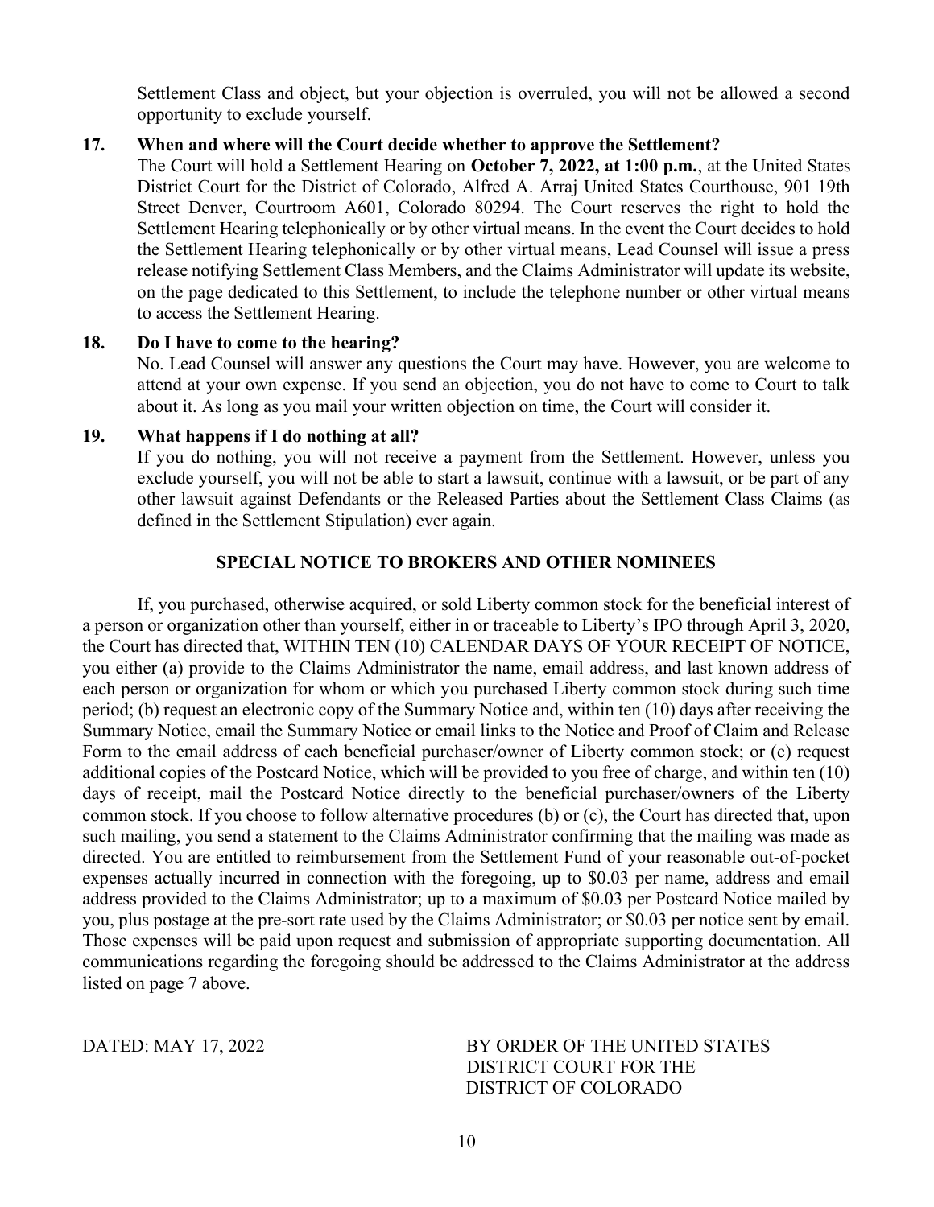Settlement Class and object, but your objection is overruled, you will not be allowed a second opportunity to exclude yourself.

**17. When and where will the Court decide whether to approve the Settlement?**

The Court will hold a Settlement Hearing on **October 7, 2022, at 1:00 p.m.**, at the United States District Court for the District of Colorado, Alfred A. Arraj United States Courthouse, 901 19th Street Denver, Courtroom A601, Colorado 80294. The Court reserves the right to hold the Settlement Hearing telephonically or by other virtual means. In the event the Court decides to hold the Settlement Hearing telephonically or by other virtual means, Lead Counsel will issue a press release notifying Settlement Class Members, and the Claims Administrator will update its website, on the page dedicated to this Settlement, to include the telephone number or other virtual means to access the Settlement Hearing.

**18. Do I have to come to the hearing?**

No. Lead Counsel will answer any questions the Court may have. However, you are welcome to attend at your own expense. If you send an objection, you do not have to come to Court to talk about it. As long as you mail your written objection on time, the Court will consider it.

**19. What happens if I do nothing at all?**

If you do nothing, you will not receive a payment from the Settlement. However, unless you exclude yourself, you will not be able to start a lawsuit, continue with a lawsuit, or be part of any other lawsuit against Defendants or the Released Parties about the Settlement Class Claims (as defined in the Settlement Stipulation) ever again.

## SPECIAL NOTICE TO BROKERS AND OTHER NOMINEES

If, you purchased, otherwise acquired, or sold Liberty common stock for the beneficial interest of a person or organization other than yourself, either in or traceable to Liberty's IPO through April 3, 2020, the Court has directed that, WITHIN TEN (10) CALENDAR DAYS OF YOUR RECEIPT OF NOTICE, you either (a) provide to the Claims Administrator the name, email address, and last known address of each person or organization for whom or which you purchased Liberty common stock during such time period; (b) request an electronic copy of the Summary Notice and, within ten (10) days after receiving the Summary Notice, email the Summary Notice or email links to the Notice and Proof of Claim and Release Form to the email address of each beneficial purchaser/owner of Liberty common stock; or (c) request additional copies of the Postcard Notice, which will be provided to you free of charge, and within ten (10) days of receipt, mail the Postcard Notice directly to the beneficial purchaser/owners of the Liberty common stock. If you choose to follow alternative procedures (b) or (c), the Court has directed that, upon such mailing, you send a statement to the Claims Administrator confirming that the mailing was made as directed. You are entitled to reimbursement from the Settlement Fund of your reasonable out-of-pocket expenses actually incurred in connection with the foregoing, up to \$0.03 per name, address and email address provided to the Claims Administrator; up to a maximum of \$0.03 per Postcard Notice mailed by you, plus postage at the pre-sort rate used by the Claims Administrator; or \$0.03 per notice sent by email. Those expenses will be paid upon request and submission of appropriate supporting documentation. All communications regarding the foregoing should be addressed to the Claims Administrator at the address listed on page 7 above.

DATED: MAY 17, 2022

BY ORDER OF THE UNITED STATES DISTRICT COURT FOR THE DISTRICT OF COLORADO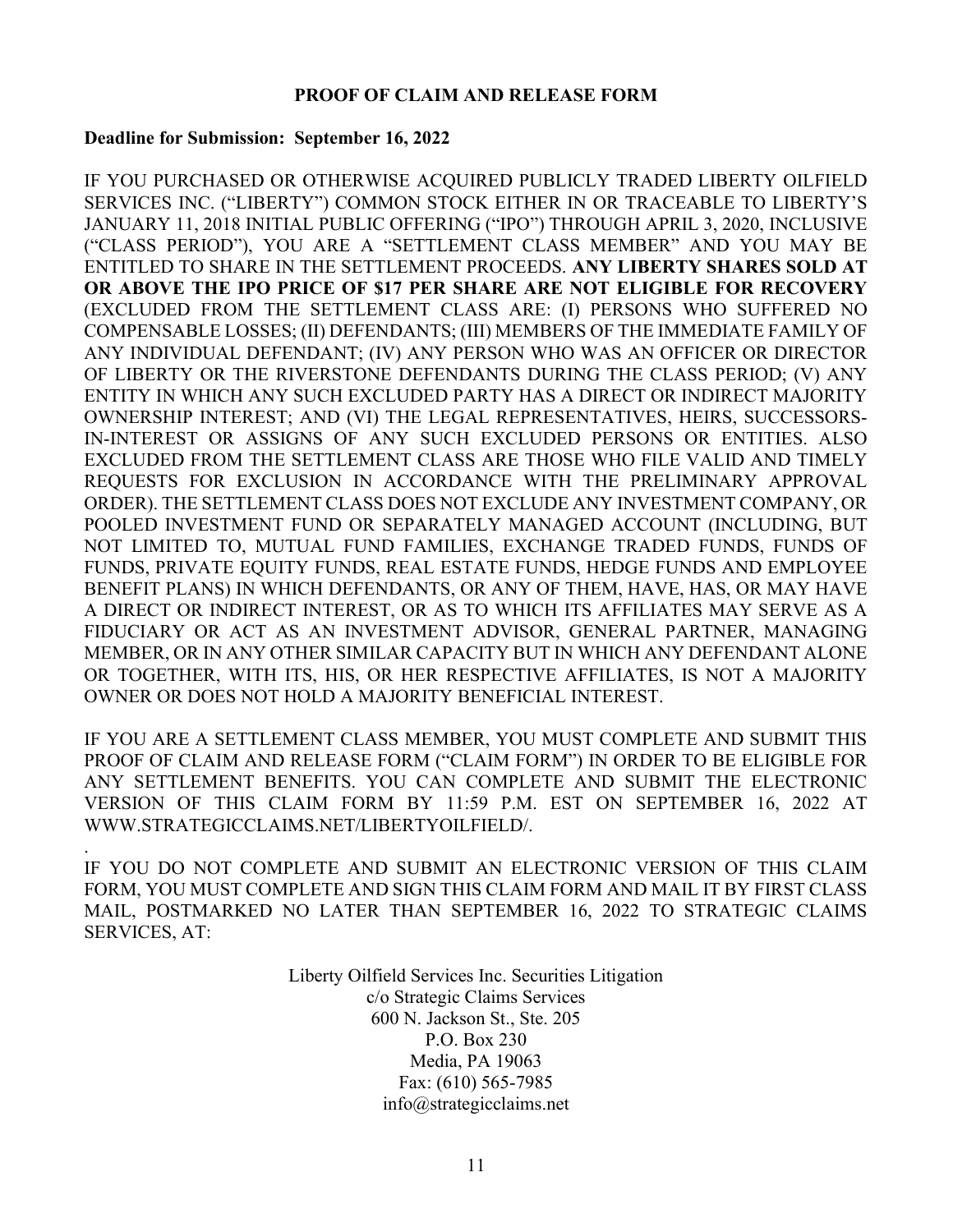**PROOF OF CLAIM AND RELEASE FORM**

**Deadline for Submission: September 16, 2022**

IF YOU PURCHASED OR OTHERWISE ACQUIRED PUBLICLY TRADED LIBERTY OILFIELD SERVICES INC. ("LIBERTY") COMMON STOCK EITHER IN OR TRACEABLE TO LIBERTY'S JANUARY 11, 2018 INITIAL PUBLIC OFFERING ("IPO") THROUGH APRIL 3, 2020, INCLUSIVE ("CLASS PERIOD"), YOU ARE A "SETTLEMENT CLASS MEMBER" AND YOU MAY BE ENTITLED TO SHARE IN THE SETTLEMENT PROCEEDS. **ANY LIBERTY SHARES SOLD AT OR ABOVE THE IPO PRICE OF $17 PER SHARE ARE NOT ELIGIBLE FOR RECOVERY** (EXCLUDED FROM THE SETTLEMENT CLASS ARE: (I) PERSONS WHO SUFFERED NO COMPENSABLE LOSSES; (II) DEFENDANTS; (III) MEMBERS OF THE IMMEDIATE FAMILY OF ANY INDIVIDUAL DEFENDANT; (IV) ANY PERSON WHO WAS AN OFFICER OR DIRECTOR OF LIBERTY OR THE RIVERSTONE DEFENDANTS DURING THE CLASS PERIOD; (V) ANY ENTITY IN WHICH ANY SUCH EXCLUDED PARTY HAS A DIRECT OR INDIRECT MAJORITY OWNERSHIP INTEREST; AND (VI) THE LEGAL REPRESENTATIVES, HEIRS, SUCCESSORS-IN-INTEREST OR ASSIGNS OF ANY SUCH EXCLUDED PERSONS OR ENTITIES. ALSO EXCLUDED FROM THE SETTLEMENT CLASS ARE THOSE WHO FILE VALID AND TIMELY REQUESTS FOR EXCLUSION IN ACCORDANCE WITH THE PRELIMINARY APPROVAL ORDER). THE SETTLEMENT CLASS DOES NOT EXCLUDE ANY INVESTMENT COMPANY, OR POOLED INVESTMENT FUND OR SEPARATELY MANAGED ACCOUNT (INCLUDING, BUT NOT LIMITED TO, MUTUAL FUND FAMILIES, EXCHANGE TRADED FUNDS, FUNDS OF FUNDS, PRIVATE EQUITY FUNDS, REAL ESTATE FUNDS, HEDGE FUNDS AND EMPLOYEE BENEFIT PLANS) IN WHICH DEFENDANTS, OR ANY OF THEM, HAVE, HAS, OR MAY HAVE A DIRECT OR INDIRECT INTEREST, OR AS TO WHICH ITS AFFILIATES MAY SERVE AS A FIDUCIARY OR ACT AS AN INVESTMENT ADVISOR, GENERAL PARTNER, MANAGING MEMBER, OR IN ANY OTHER SIMILAR CAPACITY BUT IN WHICH ANY DEFENDANT ALONE OR TOGETHER, WITH ITS, HIS, OR HER RESPECTIVE AFFILIATES, IS NOT A MAJORITY OWNER OR DOES NOT HOLD A MAJORITY BENEFICIAL INTEREST.

IF YOU ARE A SETTLEMENT CLASS MEMBER, YOU MUST COMPLETE AND SUBMIT THIS PROOF OF CLAIM AND RELEASE FORM ("CLAIM FORM") IN ORDER TO BE ELIGIBLE FOR ANY SETTLEMENT BENEFITS. YOU CAN COMPLETE AND SUBMIT THE ELECTRONIC VERSION OF THIS CLAIM FORM BY 11:59 P.M. EST ON SEPTEMBER 16, 2022 AT WWW.STRATEGICCLAIMS.NET/LIBERTYOILFIELD/.

.

IF YOU DO NOT COMPLETE AND SUBMIT AN ELECTRONIC VERSION OF THIS CLAIM FORM, YOU MUST COMPLETE AND SIGN THIS CLAIM FORM AND MAIL IT BY FIRST CLASS MAIL, POSTMARKED NO LATER THAN SEPTEMBER 16, 2022 TO STRATEGIC CLAIMS SERVICES, AT:

Liberty Oilfield Services Inc. Securities Litigation
c/o Strategic Claims Services
600 N. Jackson St., Ste. 205
P.O. Box 230
Media, PA 19063
Fax: (610) 565-7985
info@strategicclaims.net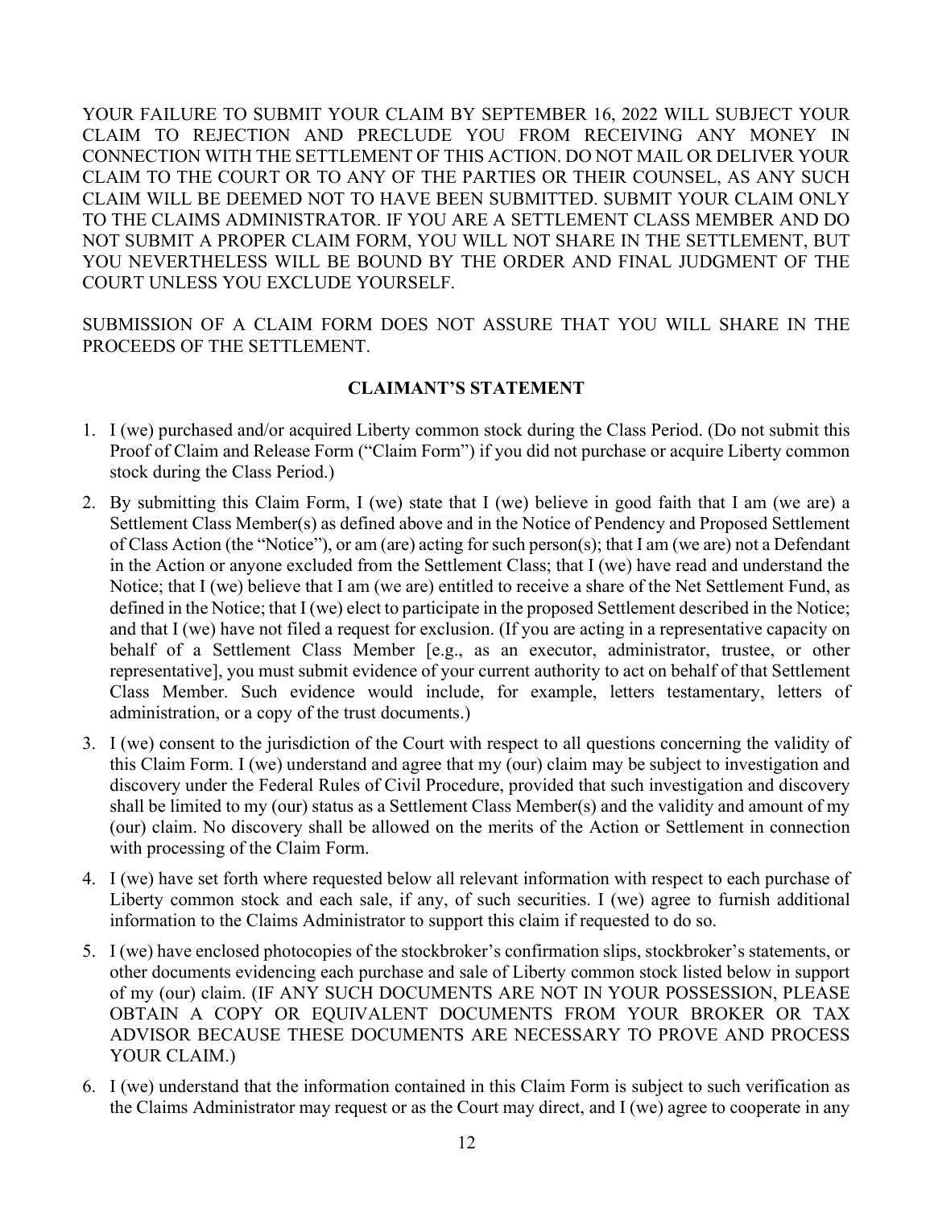YOUR FAILURE TO SUBMIT YOUR CLAIM BY SEPTEMBER 16, 2022 WILL SUBJECT YOUR CLAIM TO REJECTION AND PRECLUDE YOU FROM RECEIVING ANY MONEY IN CONNECTION WITH THE SETTLEMENT OF THIS ACTION. DO NOT MAIL OR DELIVER YOUR CLAIM TO THE COURT OR TO ANY OF THE PARTIES OR THEIR COUNSEL, AS ANY SUCH CLAIM WILL BE DEEMED NOT TO HAVE BEEN SUBMITTED. SUBMIT YOUR CLAIM ONLY TO THE CLAIMS ADMINISTRATOR. IF YOU ARE A SETTLEMENT CLASS MEMBER AND DO NOT SUBMIT A PROPER CLAIM FORM, YOU WILL NOT SHARE IN THE SETTLEMENT, BUT YOU NEVERTHELESS WILL BE BOUND BY THE ORDER AND FINAL JUDGMENT OF THE COURT UNLESS YOU EXCLUDE YOURSELF.

SUBMISSION OF A CLAIM FORM DOES NOT ASSURE THAT YOU WILL SHARE IN THE PROCEEDS OF THE SETTLEMENT.

## CLAIMANT'S STATEMENT

1. I (we) purchased and/or acquired Liberty common stock during the Class Period. (Do not submit this Proof of Claim and Release Form ("Claim Form") if you did not purchase or acquire Liberty common stock during the Class Period.)
2. By submitting this Claim Form, I (we) state that I (we) believe in good faith that I am (we are) a Settlement Class Member(s) as defined above and in the Notice of Pendency and Proposed Settlement of Class Action (the "Notice"), or am (are) acting for such person(s); that I am (we are) not a Defendant in the Action or anyone excluded from the Settlement Class; that I (we) have read and understand the Notice; that I (we) believe that I am (we are) entitled to receive a share of the Net Settlement Fund, as defined in the Notice; that I (we) elect to participate in the proposed Settlement described in the Notice; and that I (we) have not filed a request for exclusion. (If you are acting in a representative capacity on behalf of a Settlement Class Member [e.g., as an executor, administrator, trustee, or other representative], you must submit evidence of your current authority to act on behalf of that Settlement Class Member. Such evidence would include, for example, letters testamentary, letters of administration, or a copy of the trust documents.)
3. I (we) consent to the jurisdiction of the Court with respect to all questions concerning the validity of this Claim Form. I (we) understand and agree that my (our) claim may be subject to investigation and discovery under the Federal Rules of Civil Procedure, provided that such investigation and discovery shall be limited to my (our) status as a Settlement Class Member(s) and the validity and amount of my (our) claim. No discovery shall be allowed on the merits of the Action or Settlement in connection with processing of the Claim Form.
4. I (we) have set forth where requested below all relevant information with respect to each purchase of Liberty common stock and each sale, if any, of such securities. I (we) agree to furnish additional information to the Claims Administrator to support this claim if requested to do so.
5. I (we) have enclosed photocopies of the stockbroker's confirmation slips, stockbroker's statements, or other documents evidencing each purchase and sale of Liberty common stock listed below in support of my (our) claim. (IF ANY SUCH DOCUMENTS ARE NOT IN YOUR POSSESSION, PLEASE OBTAIN A COPY OR EQUIVALENT DOCUMENTS FROM YOUR BROKER OR TAX ADVISOR BECAUSE THESE DOCUMENTS ARE NECESSARY TO PROVE AND PROCESS YOUR CLAIM.)
6. I (we) understand that the information contained in this Claim Form is subject to such verification as the Claims Administrator may request or as the Court may direct, and I (we) agree to cooperate in any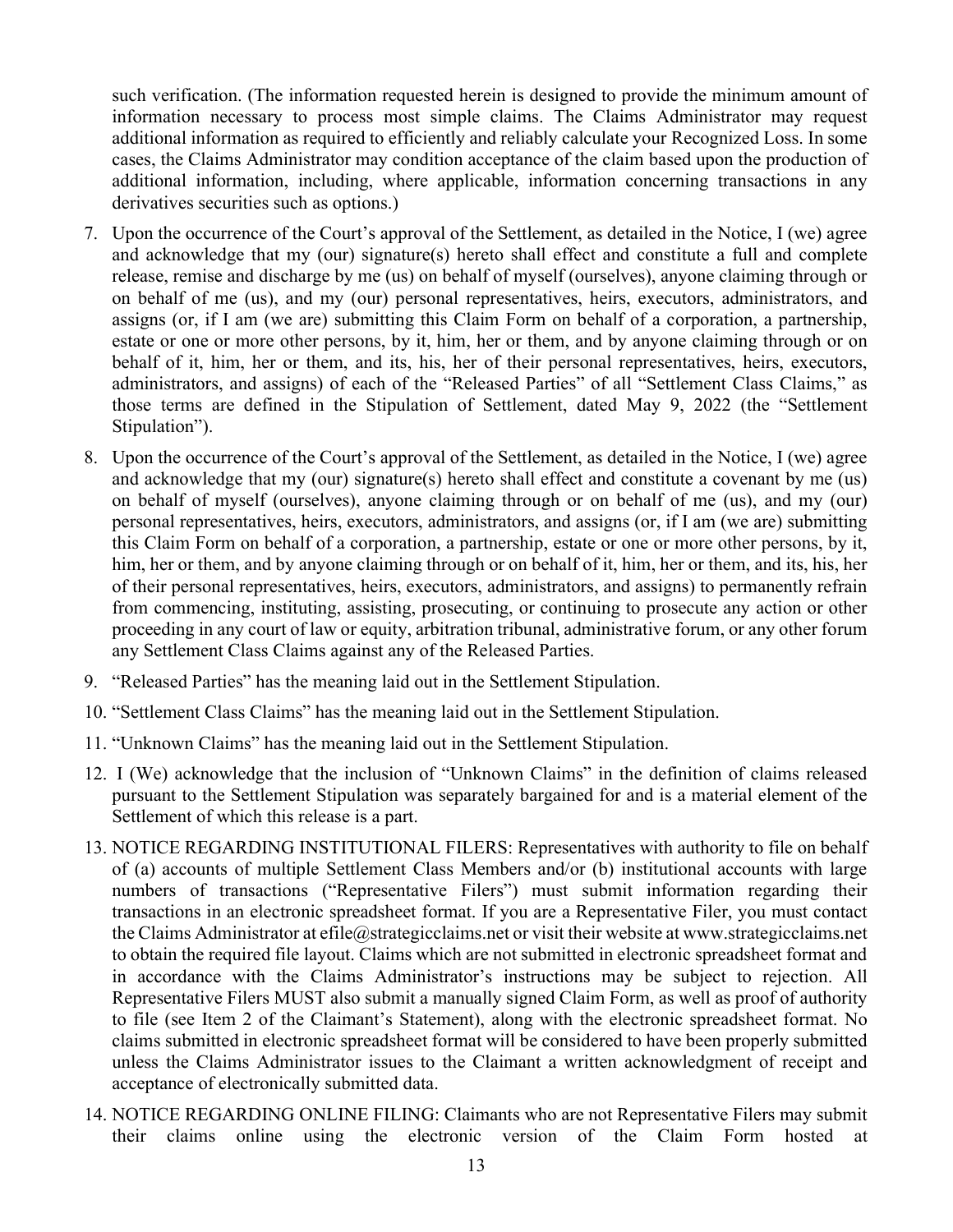such verification. (The information requested herein is designed to provide the minimum amount of information necessary to process most simple claims. The Claims Administrator may request additional information as required to efficiently and reliably calculate your Recognized Loss. In some cases, the Claims Administrator may condition acceptance of the claim based upon the production of additional information, including, where applicable, information concerning transactions in any derivatives securities such as options.)

7. Upon the occurrence of the Court's approval of the Settlement, as detailed in the Notice, I (we) agree and acknowledge that my (our) signature(s) hereto shall effect and constitute a full and complete release, remise and discharge by me (us) on behalf of myself (ourselves), anyone claiming through or on behalf of me (us), and my (our) personal representatives, heirs, executors, administrators, and assigns (or, if I am (we are) submitting this Claim Form on behalf of a corporation, a partnership, estate or one or more other persons, by it, him, her or them, and by anyone claiming through or on behalf of it, him, her or them, and its, his, her of their personal representatives, heirs, executors, administrators, and assigns) of each of the "Released Parties" of all "Settlement Class Claims," as those terms are defined in the Stipulation of Settlement, dated May 9, 2022 (the "Settlement Stipulation").
8. Upon the occurrence of the Court's approval of the Settlement, as detailed in the Notice, I (we) agree and acknowledge that my (our) signature(s) hereto shall effect and constitute a covenant by me (us) on behalf of myself (ourselves), anyone claiming through or on behalf of me (us), and my (our) personal representatives, heirs, executors, administrators, and assigns (or, if I am (we are) submitting this Claim Form on behalf of a corporation, a partnership, estate or one or more other persons, by it, him, her or them, and by anyone claiming through or on behalf of it, him, her or them, and its, his, her of their personal representatives, heirs, executors, administrators, and assigns) to permanently refrain from commencing, instituting, assisting, prosecuting, or continuing to prosecute any action or other proceeding in any court of law or equity, arbitration tribunal, administrative forum, or any other forum any Settlement Class Claims against any of the Released Parties.
9. "Released Parties" has the meaning laid out in the Settlement Stipulation.
10. "Settlement Class Claims" has the meaning laid out in the Settlement Stipulation.
11. "Unknown Claims" has the meaning laid out in the Settlement Stipulation.
12. I (We) acknowledge that the inclusion of "Unknown Claims" in the definition of claims released pursuant to the Settlement Stipulation was separately bargained for and is a material element of the Settlement of which this release is a part.
13. NOTICE REGARDING INSTITUTIONAL FILERS: Representatives with authority to file on behalf of (a) accounts of multiple Settlement Class Members and/or (b) institutional accounts with large numbers of transactions ("Representative Filers") must submit information regarding their transactions in an electronic spreadsheet format. If you are a Representative Filer, you must contact the Claims Administrator at efile@strategicclaims.net or visit their website at www.strategicclaims.net to obtain the required file layout. Claims which are not submitted in electronic spreadsheet format and in accordance with the Claims Administrator's instructions may be subject to rejection. All Representative Filers MUST also submit a manually signed Claim Form, as well as proof of authority to file (see Item 2 of the Claimant's Statement), along with the electronic spreadsheet format. No claims submitted in electronic spreadsheet format will be considered to have been properly submitted unless the Claims Administrator issues to the Claimant a written acknowledgment of receipt and acceptance of electronically submitted data.
14. NOTICE REGARDING ONLINE FILING: Claimants who are not Representative Filers may submit their claims online using the electronic version of the Claim Form hosted at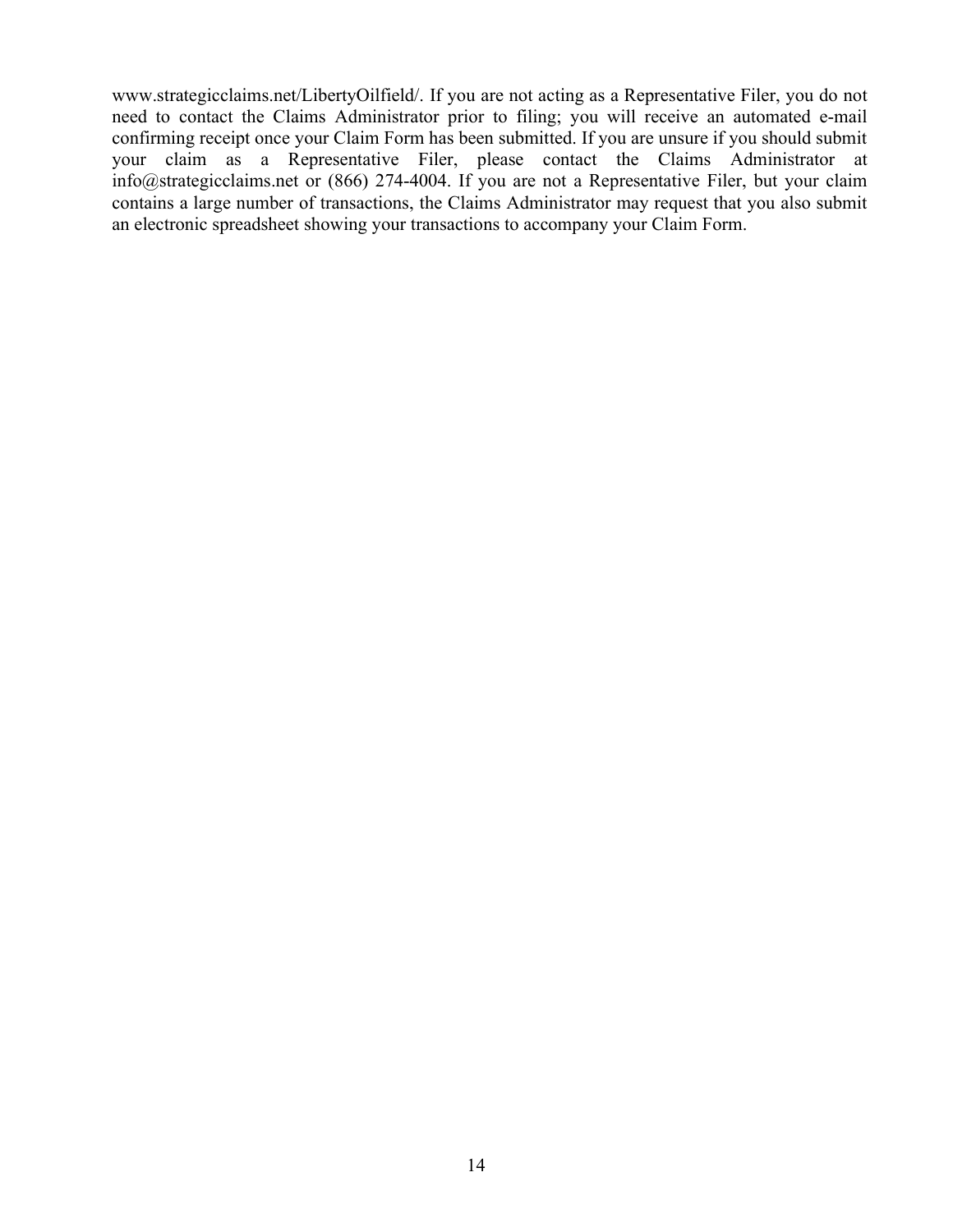www.strategicclaims.net/LibertyOilfield/. If you are not acting as a Representative Filer, you do not need to contact the Claims Administrator prior to filing; you will receive an automated e-mail confirming receipt once your Claim Form has been submitted. If you are unsure if you should submit your claim as a Representative Filer, please contact the Claims Administrator at info@strategicclaims.net or (866) 274-4004. If you are not a Representative Filer, but your claim contains a large number of transactions, the Claims Administrator may request that you also submit an electronic spreadsheet showing your transactions to accompany your Claim Form.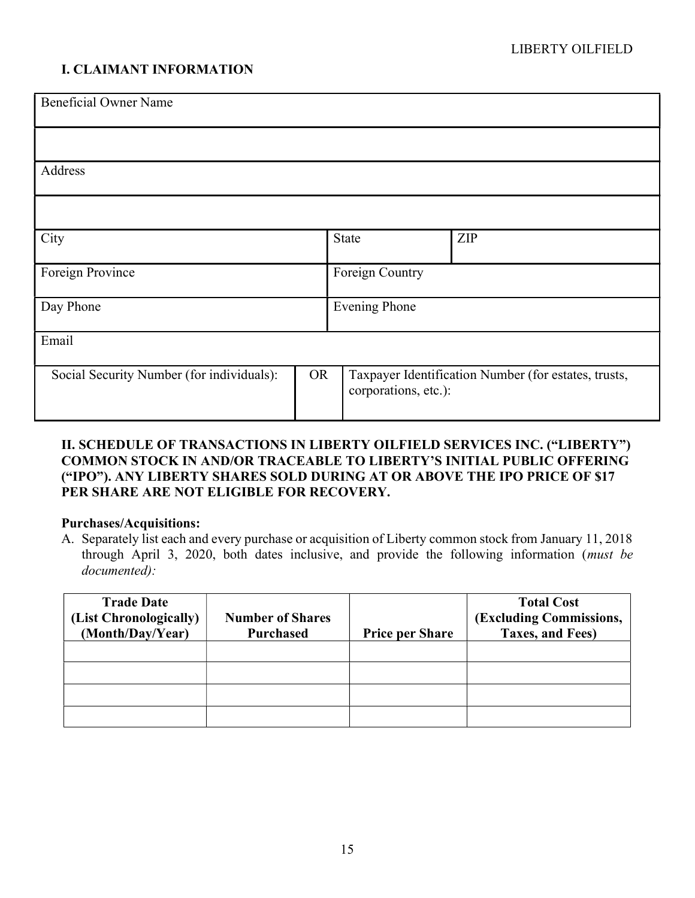## I. CLAIMANT INFORMATION

| Beneficial Owner Name | | | |
|---|---|---|---|
| | | | |
| Address | | | |
| | | | |
| City | | State | ZIP |
| Foreign Province | | Foreign Country | |
| Day Phone | | Evening Phone | |
| Email | | | |
| Social Security Number (for individuals): | OR | Taxpayer Identification Number (for estates, trusts, corporations, etc.): | |

## II. SCHEDULE OF TRANSACTIONS IN LIBERTY OILFIELD SERVICES INC. ("LIBERTY") COMMON STOCK IN AND/OR TRACEABLE TO LIBERTY'S INITIAL PUBLIC OFFERING ("IPO"). ANY LIBERTY SHARES SOLD DURING AT OR ABOVE THE IPO PRICE OF $17 PER SHARE ARE NOT ELIGIBLE FOR RECOVERY.

**Purchases/Acquisitions:**

A. Separately list each and every purchase or acquisition of Liberty common stock from January 11, 2018 through April 3, 2020, both dates inclusive, and provide the following information (*must be documented):*

| Trade Date (List Chronologically) (Month/Day/Year) | Number of Shares Purchased | Price per Share | Total Cost (Excluding Commissions, Taxes, and Fees) |
|---|---|---|---|
| | | | |
| | | | |
| | | | |
| | | | |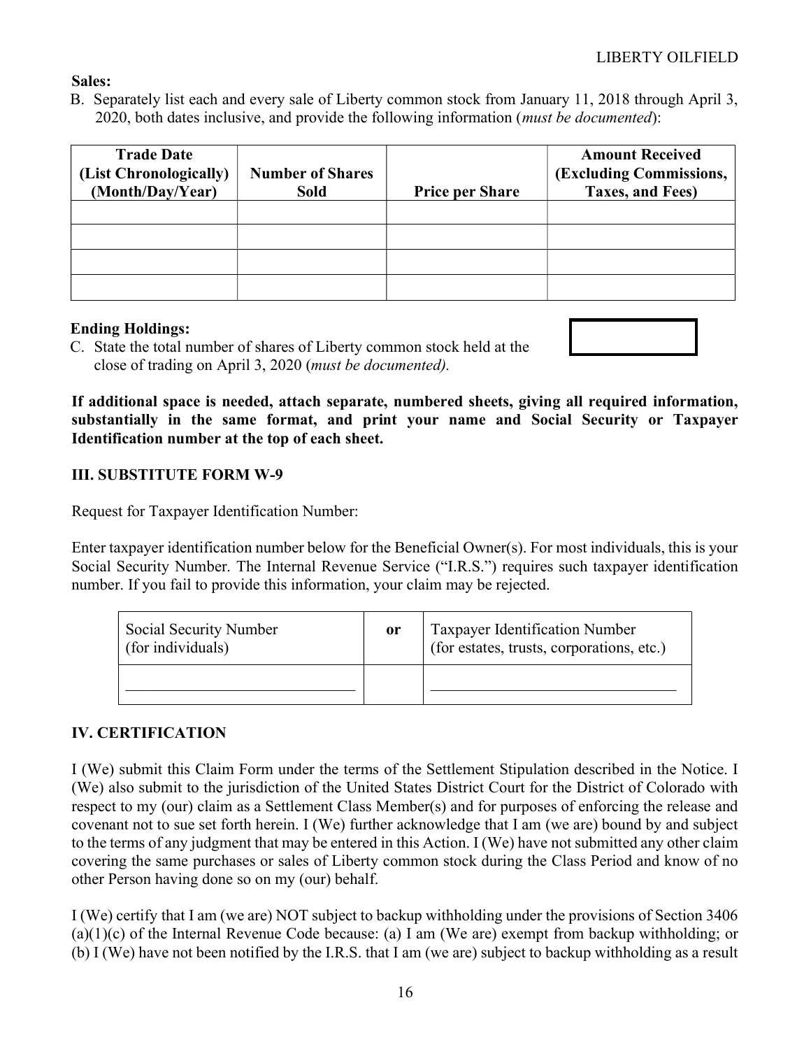**Sales:**

B. Separately list each and every sale of Liberty common stock from January 11, 2018 through April 3, 2020, both dates inclusive, and provide the following information (*must be documented*):

| Trade Date (List Chronologically) (Month/Day/Year) | Number of Shares Sold | Price per Share | Amount Received (Excluding Commissions, Taxes, and Fees) |
|---|---|---|---|
| | | | |
| | | | |
| | | | |
| | | | |

**Ending Holdings:**

C. State the total number of shares of Liberty common stock held at the close of trading on April 3, 2020 (*must be documented).*

**If additional space is needed, attach separate, numbered sheets, giving all required information, substantially in the same format, and print your name and Social Security or Taxpayer Identification number at the top of each sheet.**

## III. SUBSTITUTE FORM W-9

Request for Taxpayer Identification Number:

Enter taxpayer identification number below for the Beneficial Owner(s). For most individuals, this is your Social Security Number. The Internal Revenue Service ("I.R.S.") requires such taxpayer identification number. If you fail to provide this information, your claim may be rejected.

| Social Security Number (for individuals) | **or** | Taxpayer Identification Number (for estates, trusts, corporations, etc.) |
|---|---|---|
| ____________________________ | | ______________________________ |

## IV. CERTIFICATION

I (We) submit this Claim Form under the terms of the Settlement Stipulation described in the Notice. I (We) also submit to the jurisdiction of the United States District Court for the District of Colorado with respect to my (our) claim as a Settlement Class Member(s) and for purposes of enforcing the release and covenant not to sue set forth herein. I (We) further acknowledge that I am (we are) bound by and subject to the terms of any judgment that may be entered in this Action. I (We) have not submitted any other claim covering the same purchases or sales of Liberty common stock during the Class Period and know of no other Person having done so on my (our) behalf.

I (We) certify that I am (we are) NOT subject to backup withholding under the provisions of Section 3406 (a)(1)(c) of the Internal Revenue Code because: (a) I am (We are) exempt from backup withholding; or (b) I (We) have not been notified by the I.R.S. that I am (we are) subject to backup withholding as a result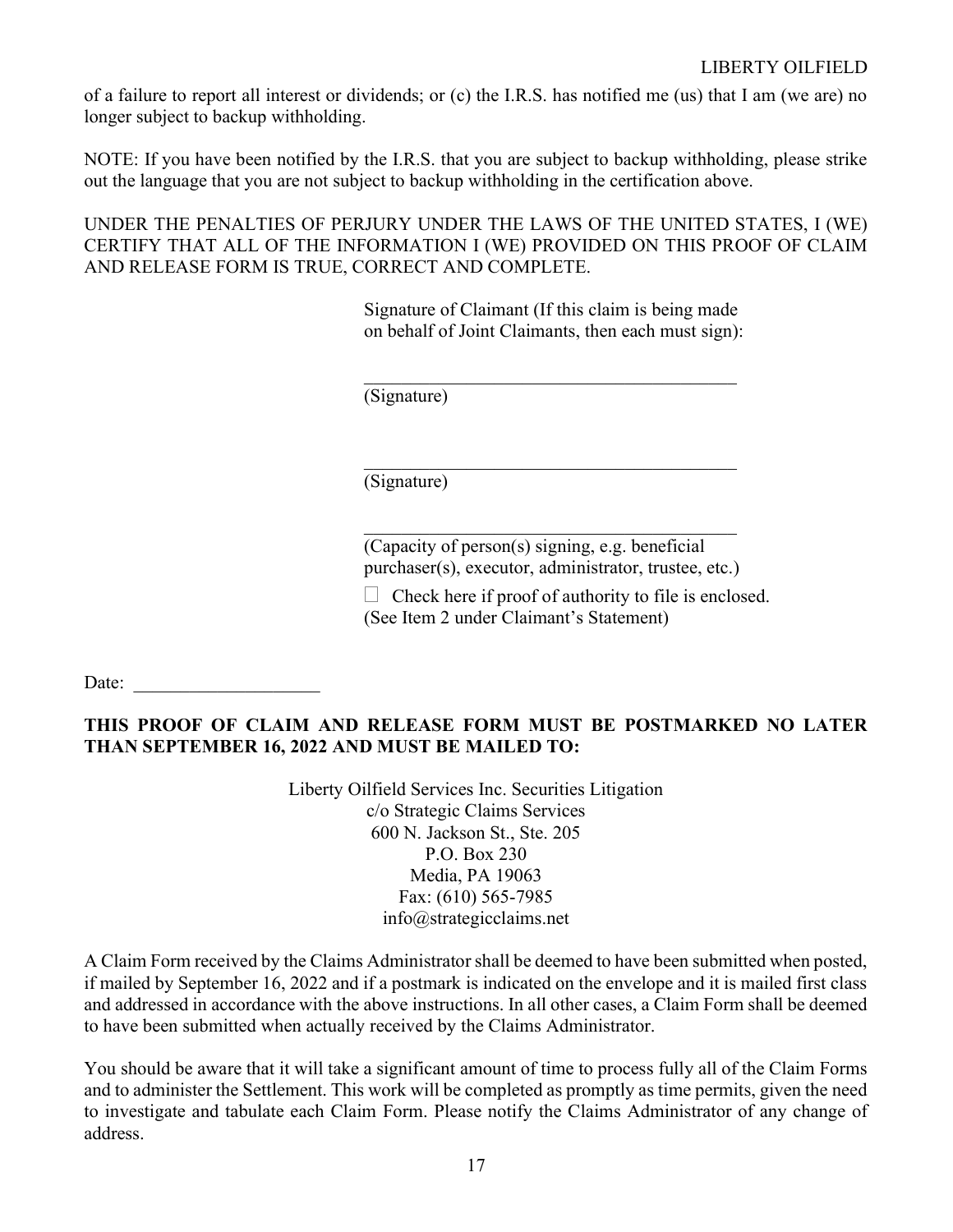of a failure to report all interest or dividends; or (c) the I.R.S. has notified me (us) that I am (we are) no longer subject to backup withholding.

NOTE: If you have been notified by the I.R.S. that you are subject to backup withholding, please strike out the language that you are not subject to backup withholding in the certification above.

UNDER THE PENALTIES OF PERJURY UNDER THE LAWS OF THE UNITED STATES, I (WE) CERTIFY THAT ALL OF THE INFORMATION I (WE) PROVIDED ON THIS PROOF OF CLAIM AND RELEASE FORM IS TRUE, CORRECT AND COMPLETE.

Signature of Claimant (If this claim is being made on behalf of Joint Claimants, then each must sign):

\_\_\_\_\_\_\_\_\_\_\_\_\_\_\_\_\_\_\_\_\_\_\_\_\_\_\_\_\_\_\_\_\_\_\_\_\_\_\_\_
(Signature)

\_\_\_\_\_\_\_\_\_\_\_\_\_\_\_\_\_\_\_\_\_\_\_\_\_\_\_\_\_\_\_\_\_\_\_\_\_\_\_\_
(Signature)

\_\_\_\_\_\_\_\_\_\_\_\_\_\_\_\_\_\_\_\_\_\_\_\_\_\_\_\_\_\_\_\_\_\_\_\_\_\_\_\_
(Capacity of person(s) signing, e.g. beneficial purchaser(s), executor, administrator, trustee, etc.)

☐ Check here if proof of authority to file is enclosed. (See Item 2 under Claimant's Statement)

Date: \_\_\_\_\_\_\_\_\_\_\_\_\_\_\_\_\_\_\_\_

**THIS PROOF OF CLAIM AND RELEASE FORM MUST BE POSTMARKED NO LATER THAN SEPTEMBER 16, 2022 AND MUST BE MAILED TO:**

Liberty Oilfield Services Inc. Securities Litigation
c/o Strategic Claims Services
600 N. Jackson St., Ste. 205
P.O. Box 230
Media, PA 19063
Fax: (610) 565-7985
info@strategicclaims.net

A Claim Form received by the Claims Administrator shall be deemed to have been submitted when posted, if mailed by September 16, 2022 and if a postmark is indicated on the envelope and it is mailed first class and addressed in accordance with the above instructions. In all other cases, a Claim Form shall be deemed to have been submitted when actually received by the Claims Administrator.

You should be aware that it will take a significant amount of time to process fully all of the Claim Forms and to administer the Settlement. This work will be completed as promptly as time permits, given the need to investigate and tabulate each Claim Form. Please notify the Claims Administrator of any change of address.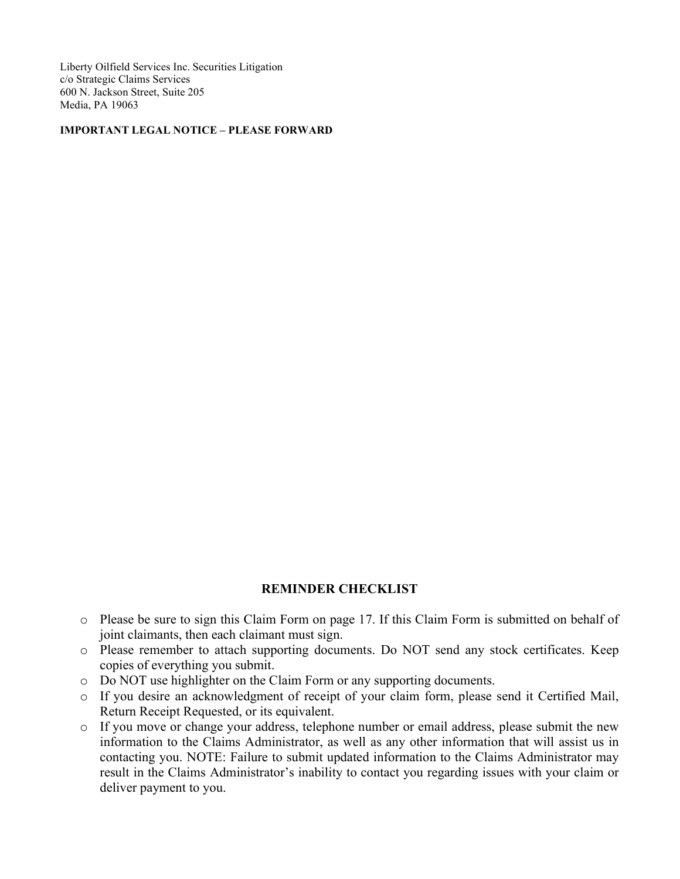Liberty Oilfield Services Inc. Securities Litigation
c/o Strategic Claims Services
600 N. Jackson Street, Suite 205
Media, PA 19063

**IMPORTANT LEGAL NOTICE – PLEASE FORWARD**

## REMINDER CHECKLIST

- Please be sure to sign this Claim Form on page 17. If this Claim Form is submitted on behalf of joint claimants, then each claimant must sign.
- Please remember to attach supporting documents. Do NOT send any stock certificates. Keep copies of everything you submit.
- Do NOT use highlighter on the Claim Form or any supporting documents.
- If you desire an acknowledgment of receipt of your claim form, please send it Certified Mail, Return Receipt Requested, or its equivalent.
- If you move or change your address, telephone number or email address, please submit the new information to the Claims Administrator, as well as any other information that will assist us in contacting you. NOTE: Failure to submit updated information to the Claims Administrator may result in the Claims Administrator's inability to contact you regarding issues with your claim or deliver payment to you.